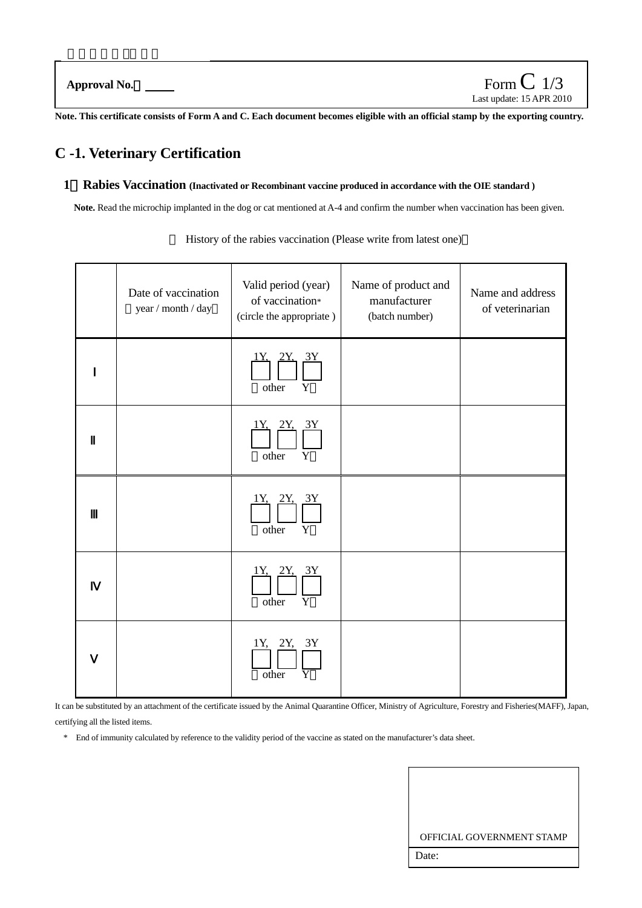Approval No.：

Form C 1/3
Last update: 15 APR 2010

**Note. This certificate consists of Form A and C. Each document becomes eligible with an official stamp by the exporting country.**

## C -1. Veterinary Certification

### 1．Rabies Vaccination (Inactivated or Recombinant vaccine produced in accordance with the OIE standard )

**Note.** Read the microchip implanted in the dog or cat mentioned at A-4 and confirm the number when vaccination has been given.

【 History of the rabies vaccination (Please write from latest one)】

| | Date of vaccination（year / month / day） | Valid period (year) of vaccination* (circle the appropriate ) | Name of product and manufacturer (batch number) | Name and address of veterinarian |
|---|---|---|---|---|
| Ⅰ | | 1Y, 2Y, 3Y （other Y） | | |
| Ⅱ | | 1Y, 2Y, 3Y （other Y） | | |
| Ⅲ | | 1Y, 2Y, 3Y （other Y） | | |
| Ⅳ | | 1Y, 2Y, 3Y （other Y） | | |
| Ⅴ | | 1Y, 2Y, 3Y （other Y） | | |

It can be substituted by an attachment of the certificate issued by the Animal Quarantine Officer, Ministry of Agriculture, Forestry and Fisheries(MAFF), Japan, certifying all the listed items.

\* End of immunity calculated by reference to the validity period of the vaccine as stated on the manufacturer's data sheet.

OFFICIAL GOVERNMENT STAMP

Date: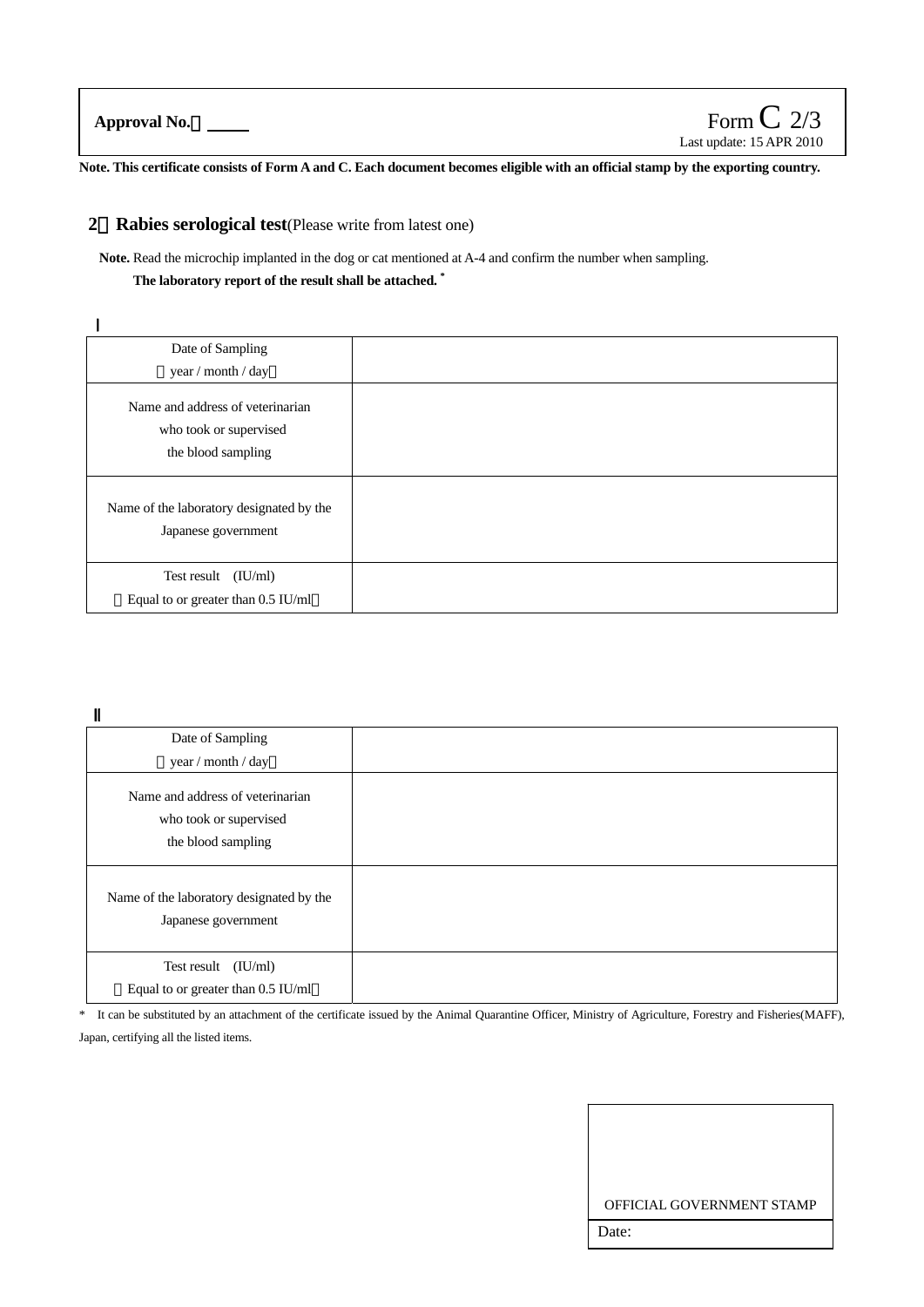**Approval No.：**

Form C 2/3
Last update: 15 APR 2010

**Note. This certificate consists of Form A and C. Each document becomes eligible with an official stamp by the exporting country.**

## 2．**Rabies serological test**(Please write from latest one)

**Note.** Read the microchip implanted in the dog or cat mentioned at A-4 and confirm the number when sampling.
**The laboratory report of the result shall be attached.** *

Ⅰ

| Date of Sampling （year / month / day） | |
|---|---|
| Name and address of veterinarian who took or supervised the blood sampling | |
| Name of the laboratory designated by the Japanese government | |
| Test result (IU/ml) （Equal to or greater than 0.5 IU/ml） | |

Ⅱ

| Date of Sampling （year / month / day） | |
|---|---|
| Name and address of veterinarian who took or supervised the blood sampling | |
| Name of the laboratory designated by the Japanese government | |
| Test result (IU/ml) （Equal to or greater than 0.5 IU/ml） | |

* It can be substituted by an attachment of the certificate issued by the Animal Quarantine Officer, Ministry of Agriculture, Forestry and Fisheries(MAFF), Japan, certifying all the listed items.

| OFFICIAL GOVERNMENT STAMP |
|---|
| Date: |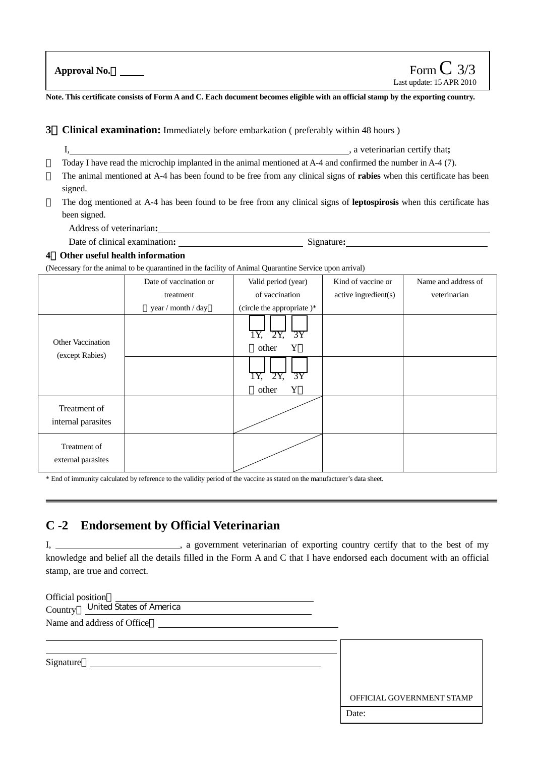**Approval No.**： \_\_\_\_\_

Form C 3/3
Last update: 15 APR 2010

**Note. This certificate consists of Form A and C. Each document becomes eligible with an official stamp by the exporting country.**

### 3 **Clinical examination:** Immediately before embarkation ( preferably within 48 hours )

I, \_\_\_\_\_\_\_\_\_\_\_\_\_\_\_\_\_\_\_\_\_\_\_\_\_\_\_\_\_\_\_\_\_\_\_\_\_\_\_\_, a veterinarian certify that**;**

- Today I have read the microchip implanted in the animal mentioned at A-4 and confirmed the number in A-4 (7).
- The animal mentioned at A-4 has been found to be free from any clinical signs of **rabies** when this certificate has been signed.
- The dog mentioned at A-4 has been found to be free from any clinical signs of **leptospirosis** when this certificate has been signed.

Address of veterinarian**:** \_\_\_\_\_\_\_\_\_\_\_\_\_\_\_\_\_\_\_\_\_\_\_\_\_\_\_\_\_\_\_\_\_\_\_\_\_\_\_\_

Date of clinical examination**:** \_\_\_\_\_\_\_\_\_\_\_\_\_\_\_\_\_\_\_\_ Signature**:** \_\_\_\_\_\_\_\_\_\_\_\_\_\_\_\_\_\_\_\_

### 4 **Other useful health information**

(Necessary for the animal to be quarantined in the facility of Animal Quarantine Service upon arrival)

| | Date of vaccination or treatment (year / month / day) | Valid period (year) of vaccination (circle the appropriate )* | Kind of vaccine or active ingredient(s) | Name and address of veterinarian |
|---|---|---|---|---|
| Other Vaccination (except Rabies) | | 1Y, 2Y, 3Y (other Y) | | |
| | | 1Y, 2Y, 3Y (other Y) | | |
| Treatment of internal parasites | | | | |
| Treatment of external parasites | | | | |

\* End of immunity calculated by reference to the validity period of the vaccine as stated on the manufacturer's data sheet.

## C -2 Endorsement by Official Veterinarian

I, \_\_\_\_\_\_\_\_\_\_\_\_\_\_\_\_\_\_\_\_, a government veterinarian of exporting country certify that to the best of my knowledge and belief all the details filled in the Form A and C that I have endorsed each document with an official stamp, are true and correct.

Official position： \_\_\_\_\_\_\_\_\_\_\_\_\_\_\_\_\_\_\_\_

Country： United States of America

Name and address of Office： \_\_\_\_\_\_\_\_\_\_\_\_\_\_\_\_\_\_\_\_

Signature： \_\_\_\_\_\_\_\_\_\_\_\_\_\_\_\_\_\_\_\_

OFFICIAL GOVERNMENT STAMP

Date: